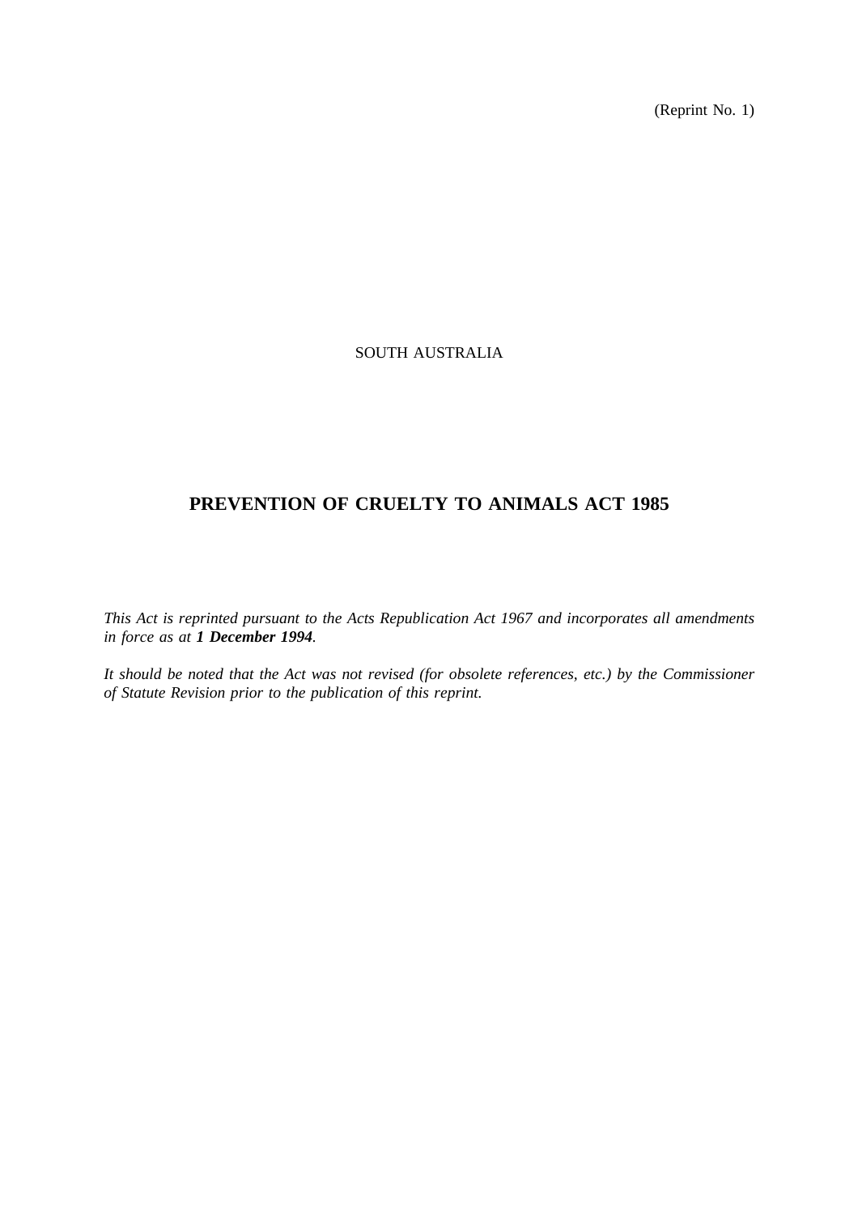(Reprint No. 1)

SOUTH AUSTRALIA

# PREVENTION OF CRUELTY TO ANIMALS ACT 1985

*This Act is reprinted pursuant to the Acts Republication Act 1967 and incorporates all amendments in force as at **1 December 1994**.*

*It should be noted that the Act was not revised (for obsolete references, etc.) by the Commissioner of Statute Revision prior to the publication of this reprint.*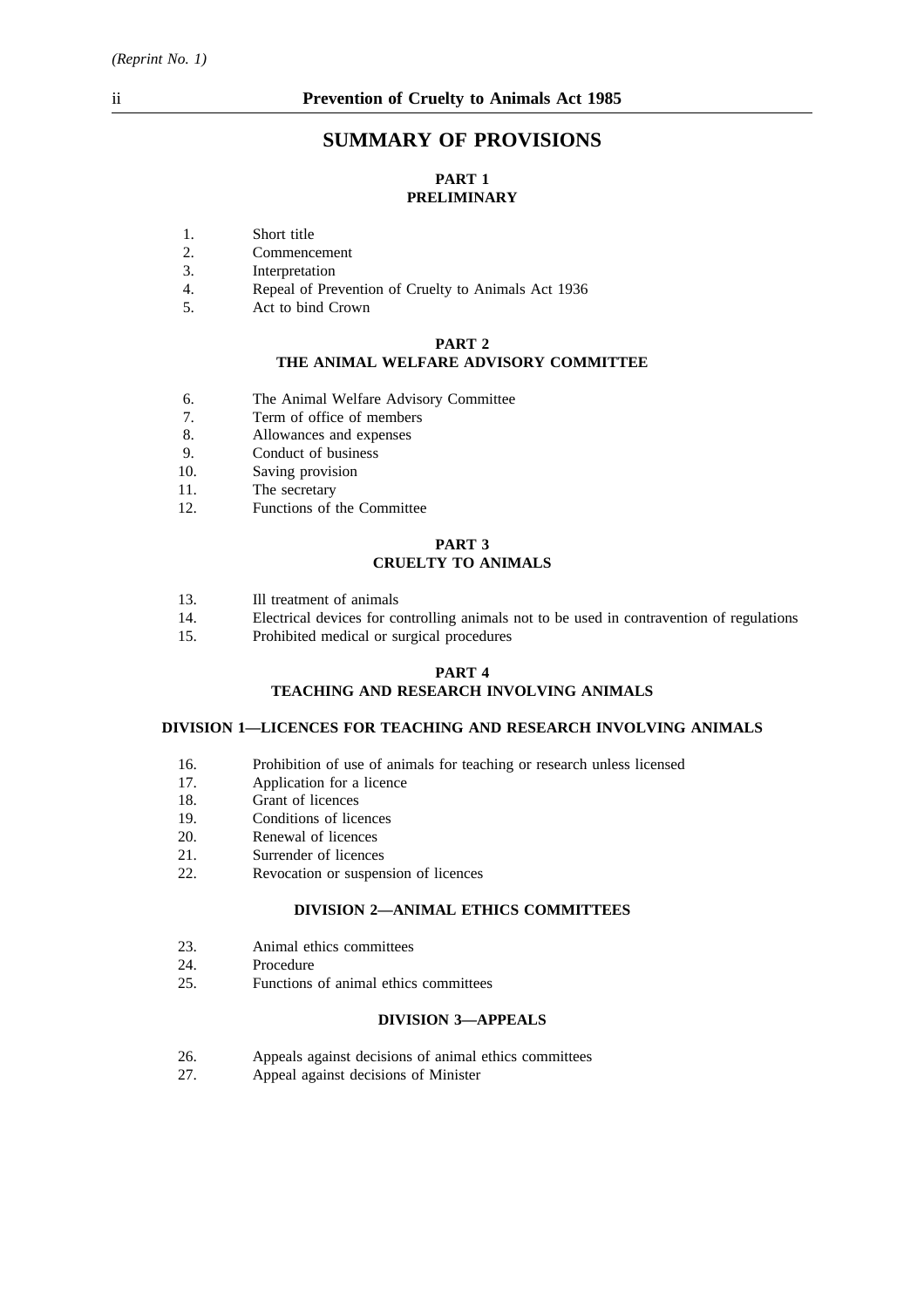# SUMMARY OF PROVISIONS

## PART 1
## PRELIMINARY

1. Short title
2. Commencement
3. Interpretation
4. Repeal of Prevention of Cruelty to Animals Act 1936
5. Act to bind Crown

## PART 2
## THE ANIMAL WELFARE ADVISORY COMMITTEE

6. The Animal Welfare Advisory Committee
7. Term of office of members
8. Allowances and expenses
9. Conduct of business
10. Saving provision
11. The secretary
12. Functions of the Committee

## PART 3
## CRUELTY TO ANIMALS

13. Ill treatment of animals
14. Electrical devices for controlling animals not to be used in contravention of regulations
15. Prohibited medical or surgical procedures

## PART 4
## TEACHING AND RESEARCH INVOLVING ANIMALS

### DIVISION 1—LICENCES FOR TEACHING AND RESEARCH INVOLVING ANIMALS

16. Prohibition of use of animals for teaching or research unless licensed
17. Application for a licence
18. Grant of licences
19. Conditions of licences
20. Renewal of licences
21. Surrender of licences
22. Revocation or suspension of licences

### DIVISION 2—ANIMAL ETHICS COMMITTEES

23. Animal ethics committees
24. Procedure
25. Functions of animal ethics committees

### DIVISION 3—APPEALS

26. Appeals against decisions of animal ethics committees
27. Appeal against decisions of Minister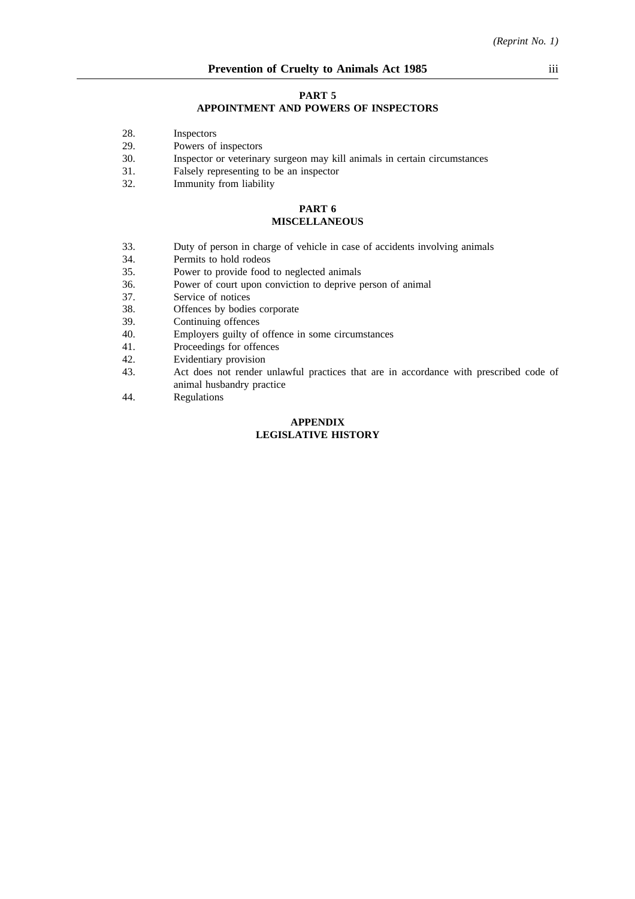**PART 5**
**APPOINTMENT AND POWERS OF INSPECTORS**

28. Inspectors
29. Powers of inspectors
30. Inspector or veterinary surgeon may kill animals in certain circumstances
31. Falsely representing to be an inspector
32. Immunity from liability

**PART 6**
**MISCELLANEOUS**

33. Duty of person in charge of vehicle in case of accidents involving animals
34. Permits to hold rodeos
35. Power to provide food to neglected animals
36. Power of court upon conviction to deprive person of animal
37. Service of notices
38. Offences by bodies corporate
39. Continuing offences
40. Employers guilty of offence in some circumstances
41. Proceedings for offences
42. Evidentiary provision
43. Act does not render unlawful practices that are in accordance with prescribed code of animal husbandry practice
44. Regulations

**APPENDIX**
**LEGISLATIVE HISTORY**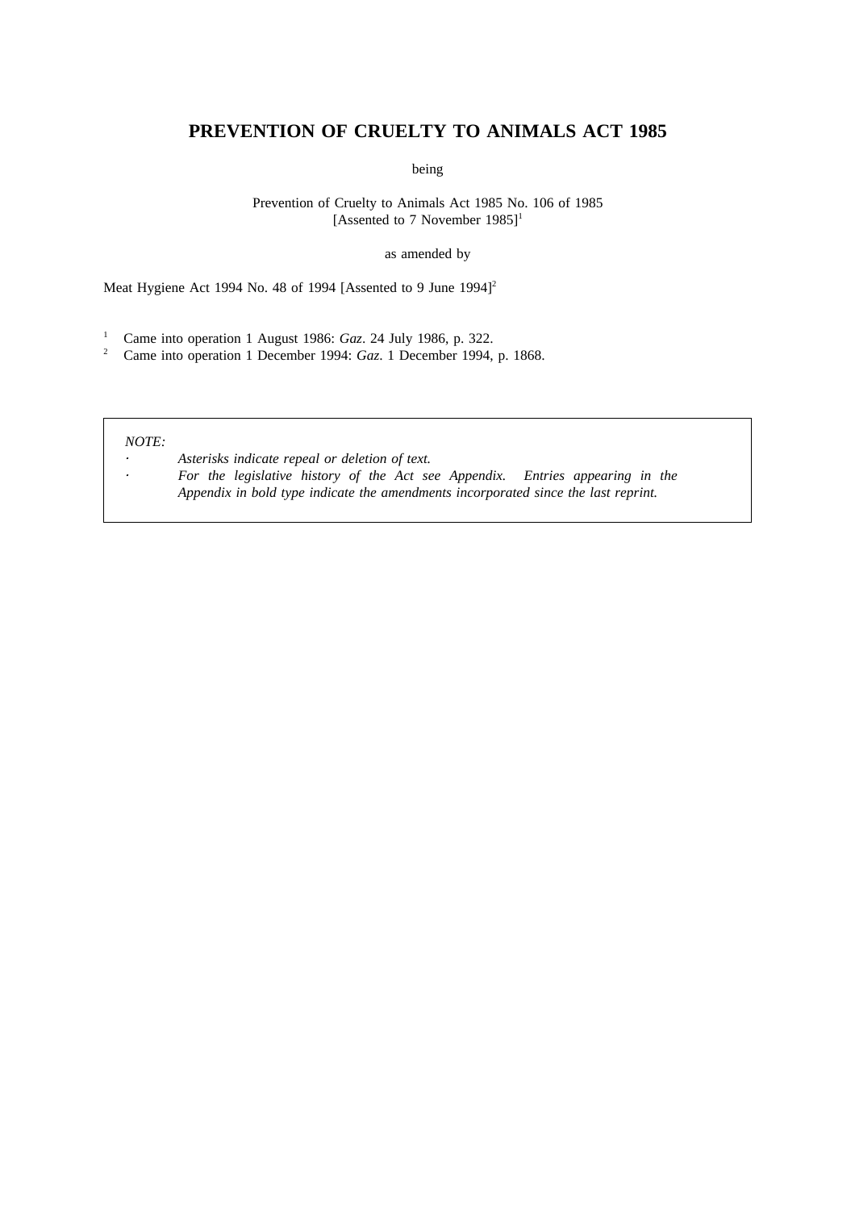# PREVENTION OF CRUELTY TO ANIMALS ACT 1985

being

Prevention of Cruelty to Animals Act 1985 No. 106 of 1985
[Assented to 7 November 1985][1]

as amended by

Meat Hygiene Act 1994 No. 48 of 1994 [Assented to 9 June 1994][2]

[1] Came into operation 1 August 1986: *Gaz*. 24 July 1986, p. 322.
[2] Came into operation 1 December 1994: *Gaz*. 1 December 1994, p. 1868.

*NOTE:*

- *Asterisks indicate repeal or deletion of text.*
- *For the legislative history of the Act see Appendix. Entries appearing in the Appendix in bold type indicate the amendments incorporated since the last reprint.*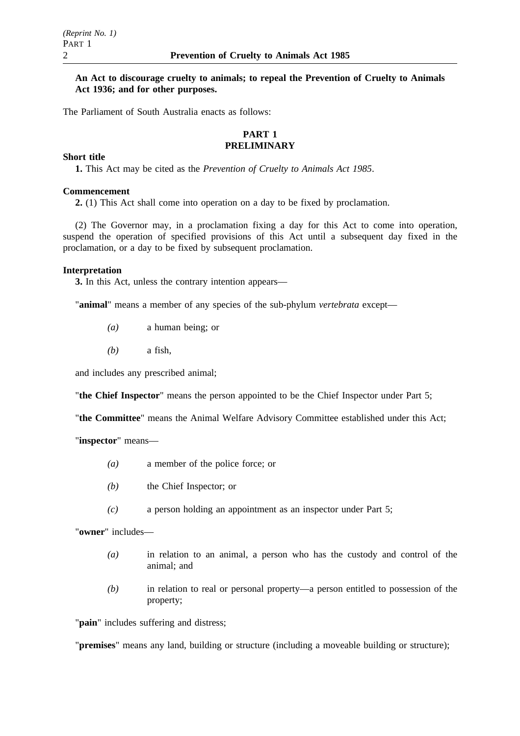**An Act to discourage cruelty to animals; to repeal the Prevention of Cruelty to Animals Act 1936; and for other purposes.**

The Parliament of South Australia enacts as follows:

## PART 1
## PRELIMINARY

**Short title**

**1.** This Act may be cited as the *Prevention of Cruelty to Animals Act 1985*.

**Commencement**

**2.** (1) This Act shall come into operation on a day to be fixed by proclamation.

(2) The Governor may, in a proclamation fixing a day for this Act to come into operation, suspend the operation of specified provisions of this Act until a subsequent day fixed in the proclamation, or a day to be fixed by subsequent proclamation.

**Interpretation**

**3.** In this Act, unless the contrary intention appears—

"**animal**" means a member of any species of the sub-phylum *vertebrata* except—

*(a)* a human being; or

*(b)* a fish,

and includes any prescribed animal;

"**the Chief Inspector**" means the person appointed to be the Chief Inspector under Part 5;

"**the Committee**" means the Animal Welfare Advisory Committee established under this Act;

"**inspector**" means—

*(a)* a member of the police force; or

*(b)* the Chief Inspector; or

*(c)* a person holding an appointment as an inspector under Part 5;

"**owner**" includes—

*(a)* in relation to an animal, a person who has the custody and control of the animal; and

*(b)* in relation to real or personal property—a person entitled to possession of the property;

"**pain**" includes suffering and distress;

"**premises**" means any land, building or structure (including a moveable building or structure);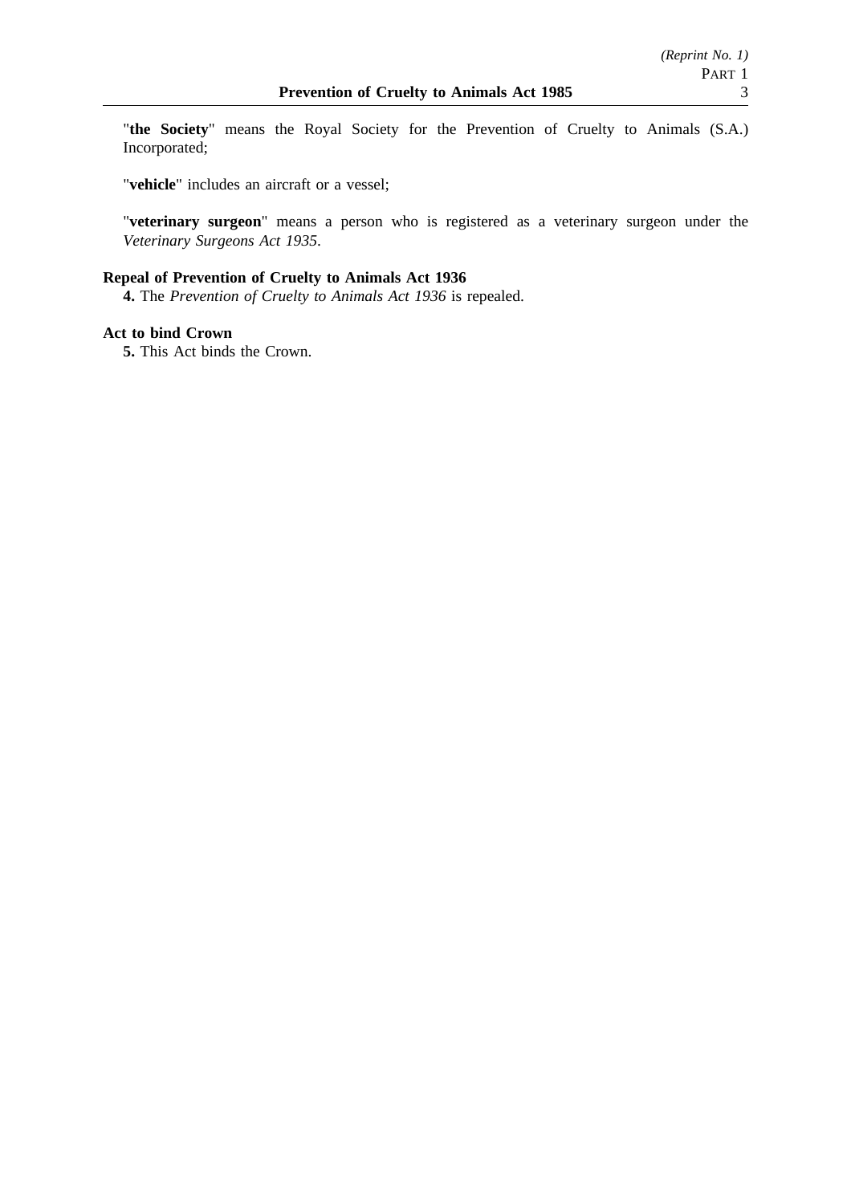"**the Society**" means the Royal Society for the Prevention of Cruelty to Animals (S.A.) Incorporated;

"**vehicle**" includes an aircraft or a vessel;

"**veterinary surgeon**" means a person who is registered as a veterinary surgeon under the *Veterinary Surgeons Act 1935*.

### Repeal of Prevention of Cruelty to Animals Act 1936

**4.** The *Prevention of Cruelty to Animals Act 1936* is repealed.

### Act to bind Crown

**5.** This Act binds the Crown.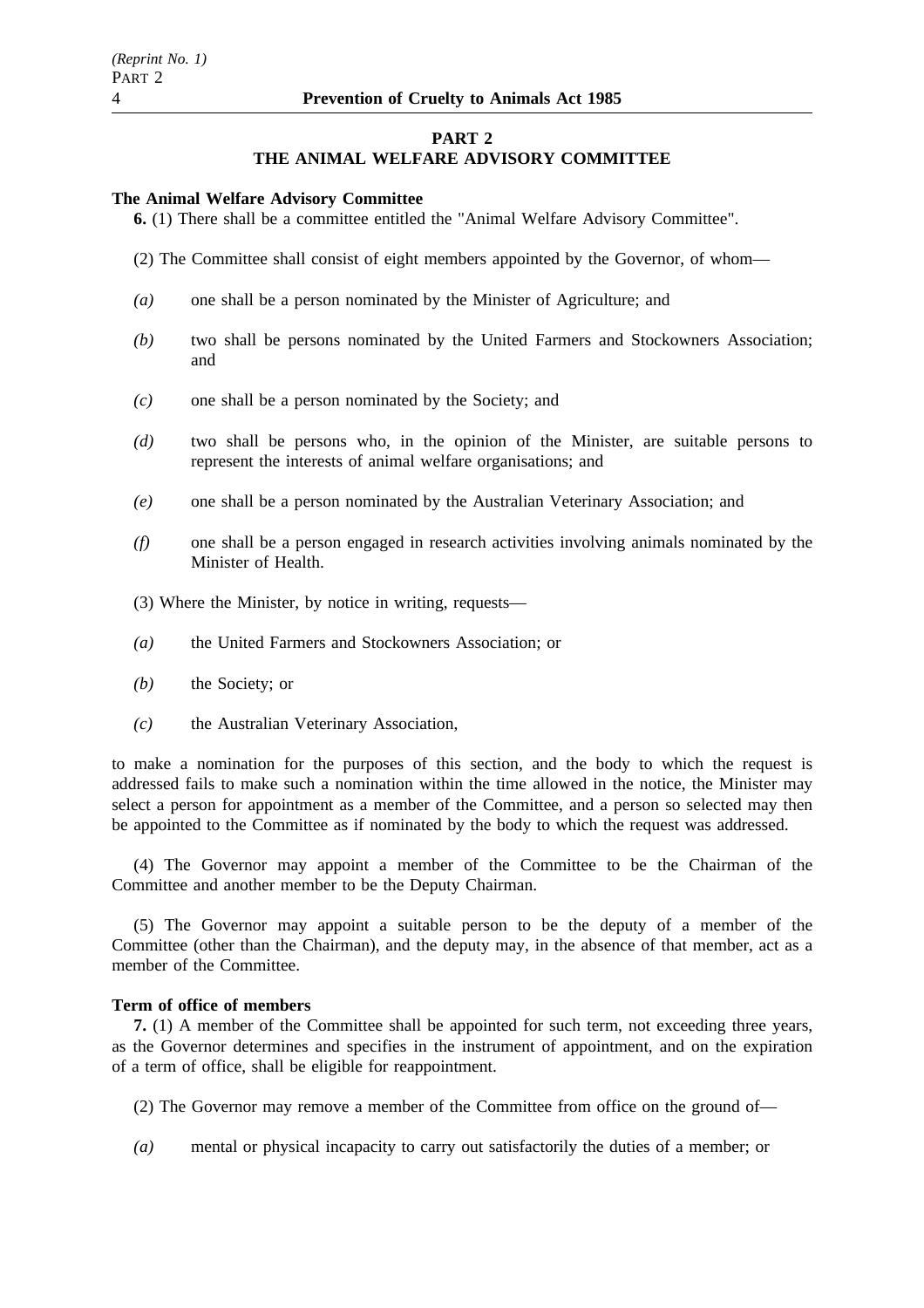## PART 2
## THE ANIMAL WELFARE ADVISORY COMMITTEE

**The Animal Welfare Advisory Committee**

**6.** (1) There shall be a committee entitled the "Animal Welfare Advisory Committee".

(2) The Committee shall consist of eight members appointed by the Governor, of whom—

*(a)* one shall be a person nominated by the Minister of Agriculture; and

*(b)* two shall be persons nominated by the United Farmers and Stockowners Association; and

*(c)* one shall be a person nominated by the Society; and

*(d)* two shall be persons who, in the opinion of the Minister, are suitable persons to represent the interests of animal welfare organisations; and

*(e)* one shall be a person nominated by the Australian Veterinary Association; and

*(f)* one shall be a person engaged in research activities involving animals nominated by the Minister of Health.

(3) Where the Minister, by notice in writing, requests—

*(a)* the United Farmers and Stockowners Association; or

*(b)* the Society; or

*(c)* the Australian Veterinary Association,

to make a nomination for the purposes of this section, and the body to which the request is addressed fails to make such a nomination within the time allowed in the notice, the Minister may select a person for appointment as a member of the Committee, and a person so selected may then be appointed to the Committee as if nominated by the body to which the request was addressed.

(4) The Governor may appoint a member of the Committee to be the Chairman of the Committee and another member to be the Deputy Chairman.

(5) The Governor may appoint a suitable person to be the deputy of a member of the Committee (other than the Chairman), and the deputy may, in the absence of that member, act as a member of the Committee.

**Term of office of members**

**7.** (1) A member of the Committee shall be appointed for such term, not exceeding three years, as the Governor determines and specifies in the instrument of appointment, and on the expiration of a term of office, shall be eligible for reappointment.

(2) The Governor may remove a member of the Committee from office on the ground of—

*(a)* mental or physical incapacity to carry out satisfactorily the duties of a member; or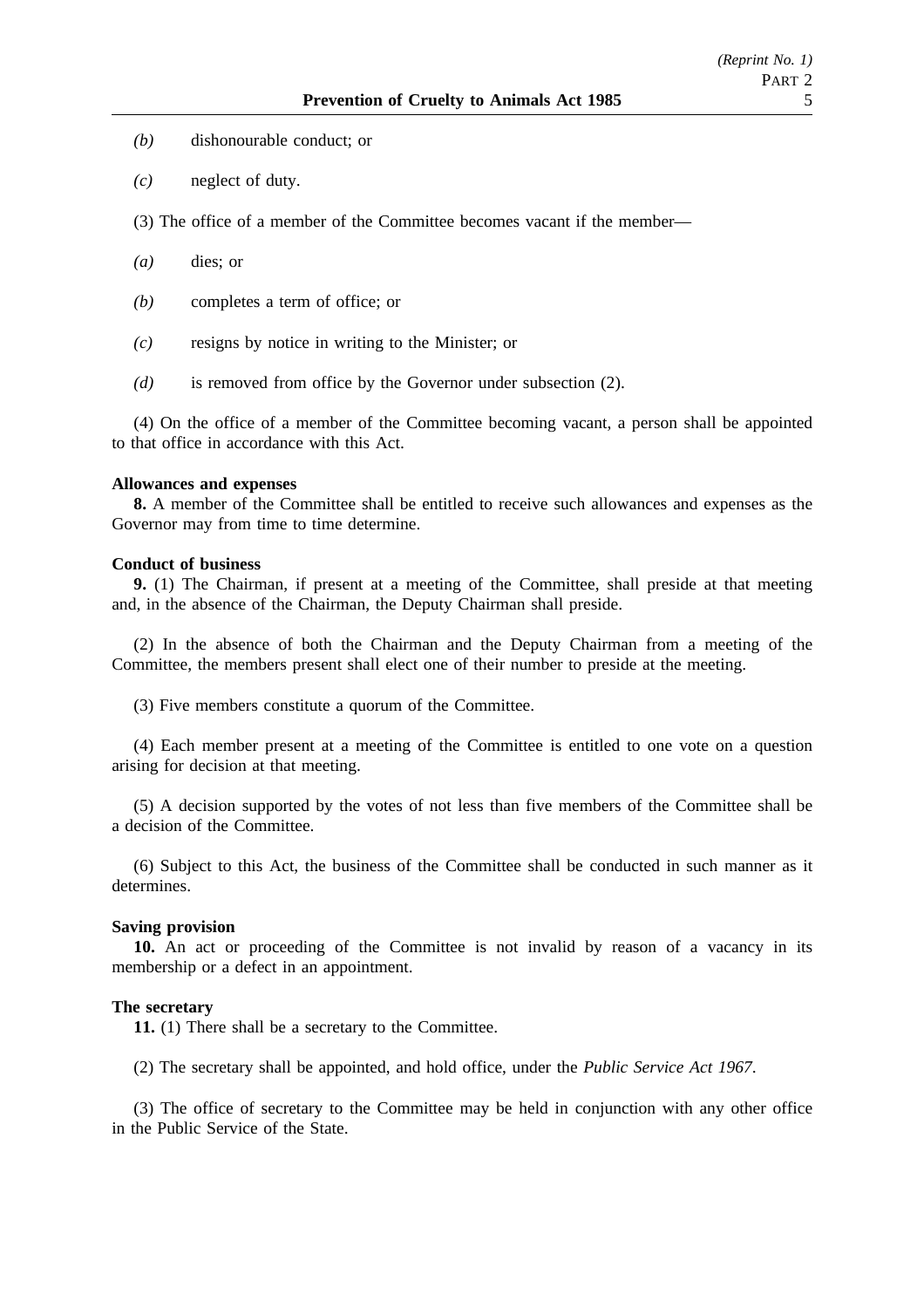*(b)* dishonourable conduct; or

*(c)* neglect of duty.

(3) The office of a member of the Committee becomes vacant if the member—

*(a)* dies; or

*(b)* completes a term of office; or

*(c)* resigns by notice in writing to the Minister; or

*(d)* is removed from office by the Governor under subsection (2).

(4) On the office of a member of the Committee becoming vacant, a person shall be appointed to that office in accordance with this Act.

**Allowances and expenses**

**8.** A member of the Committee shall be entitled to receive such allowances and expenses as the Governor may from time to time determine.

**Conduct of business**

**9.** (1) The Chairman, if present at a meeting of the Committee, shall preside at that meeting and, in the absence of the Chairman, the Deputy Chairman shall preside.

(2) In the absence of both the Chairman and the Deputy Chairman from a meeting of the Committee, the members present shall elect one of their number to preside at the meeting.

(3) Five members constitute a quorum of the Committee.

(4) Each member present at a meeting of the Committee is entitled to one vote on a question arising for decision at that meeting.

(5) A decision supported by the votes of not less than five members of the Committee shall be a decision of the Committee.

(6) Subject to this Act, the business of the Committee shall be conducted in such manner as it determines.

**Saving provision**

**10.** An act or proceeding of the Committee is not invalid by reason of a vacancy in its membership or a defect in an appointment.

**The secretary**

**11.** (1) There shall be a secretary to the Committee.

(2) The secretary shall be appointed, and hold office, under the *Public Service Act 1967*.

(3) The office of secretary to the Committee may be held in conjunction with any other office in the Public Service of the State.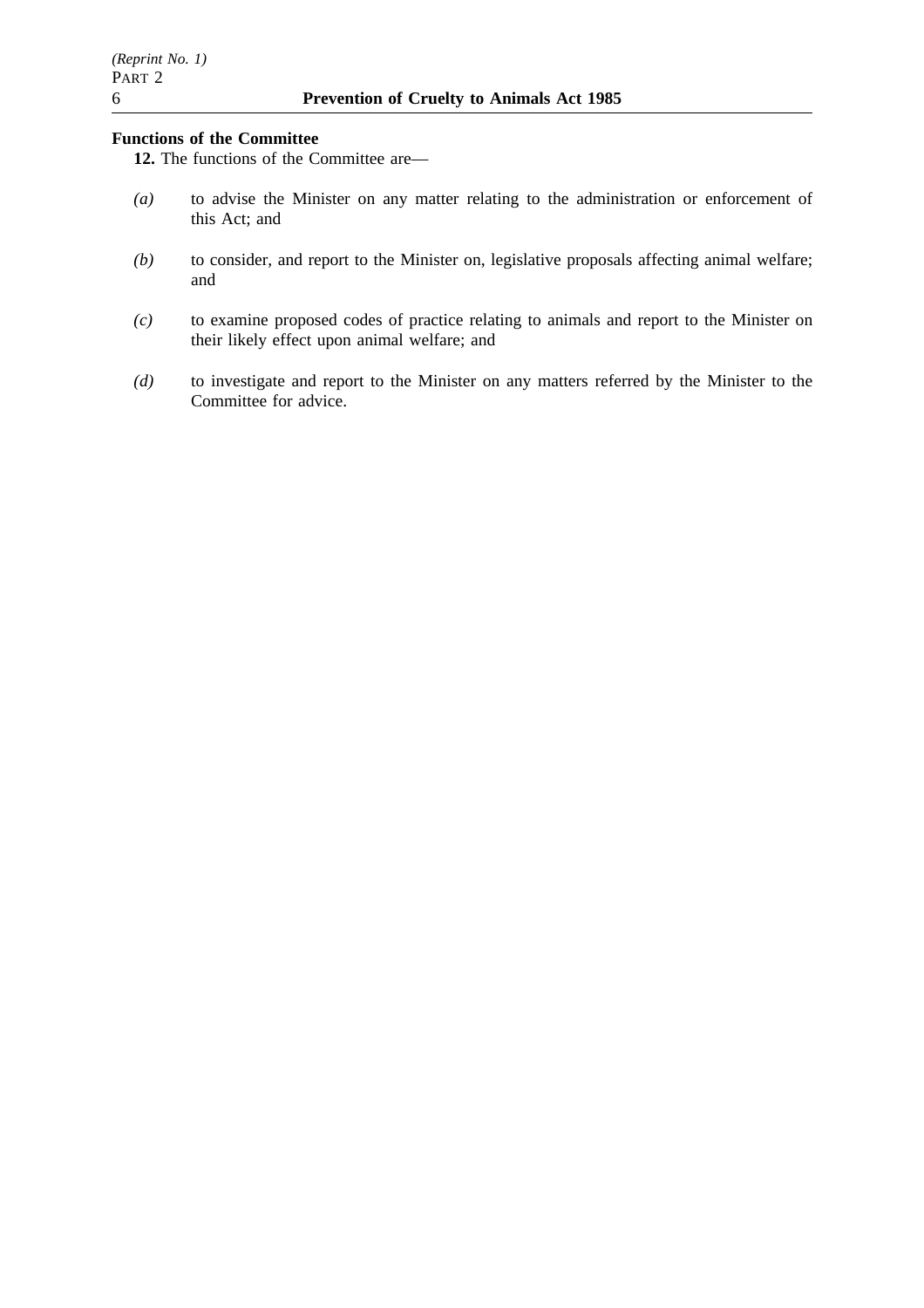**Functions of the Committee**

**12.** The functions of the Committee are—

*(a)* to advise the Minister on any matter relating to the administration or enforcement of this Act; and

*(b)* to consider, and report to the Minister on, legislative proposals affecting animal welfare; and

*(c)* to examine proposed codes of practice relating to animals and report to the Minister on their likely effect upon animal welfare; and

*(d)* to investigate and report to the Minister on any matters referred by the Minister to the Committee for advice.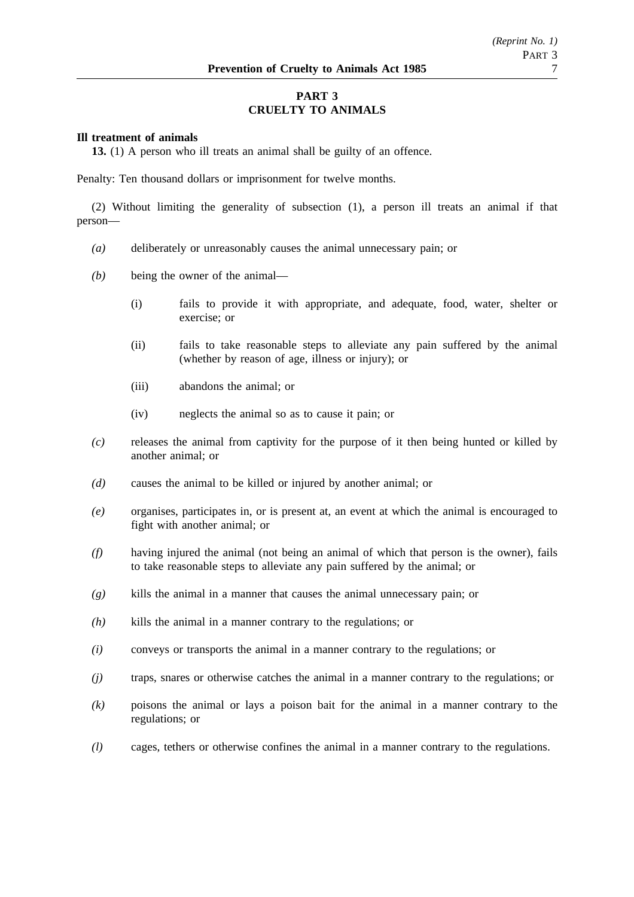## PART 3
## CRUELTY TO ANIMALS

**Ill treatment of animals**

**13.** (1) A person who ill treats an animal shall be guilty of an offence.

Penalty: Ten thousand dollars or imprisonment for twelve months.

(2) Without limiting the generality of subsection (1), a person ill treats an animal if that person—

*(a)* deliberately or unreasonably causes the animal unnecessary pain; or

*(b)* being the owner of the animal—

(i) fails to provide it with appropriate, and adequate, food, water, shelter or exercise; or

(ii) fails to take reasonable steps to alleviate any pain suffered by the animal (whether by reason of age, illness or injury); or

(iii) abandons the animal; or

(iv) neglects the animal so as to cause it pain; or

*(c)* releases the animal from captivity for the purpose of it then being hunted or killed by another animal; or

*(d)* causes the animal to be killed or injured by another animal; or

*(e)* organises, participates in, or is present at, an event at which the animal is encouraged to fight with another animal; or

*(f)* having injured the animal (not being an animal of which that person is the owner), fails to take reasonable steps to alleviate any pain suffered by the animal; or

*(g)* kills the animal in a manner that causes the animal unnecessary pain; or

*(h)* kills the animal in a manner contrary to the regulations; or

*(i)* conveys or transports the animal in a manner contrary to the regulations; or

*(j)* traps, snares or otherwise catches the animal in a manner contrary to the regulations; or

*(k)* poisons the animal or lays a poison bait for the animal in a manner contrary to the regulations; or

*(l)* cages, tethers or otherwise confines the animal in a manner contrary to the regulations.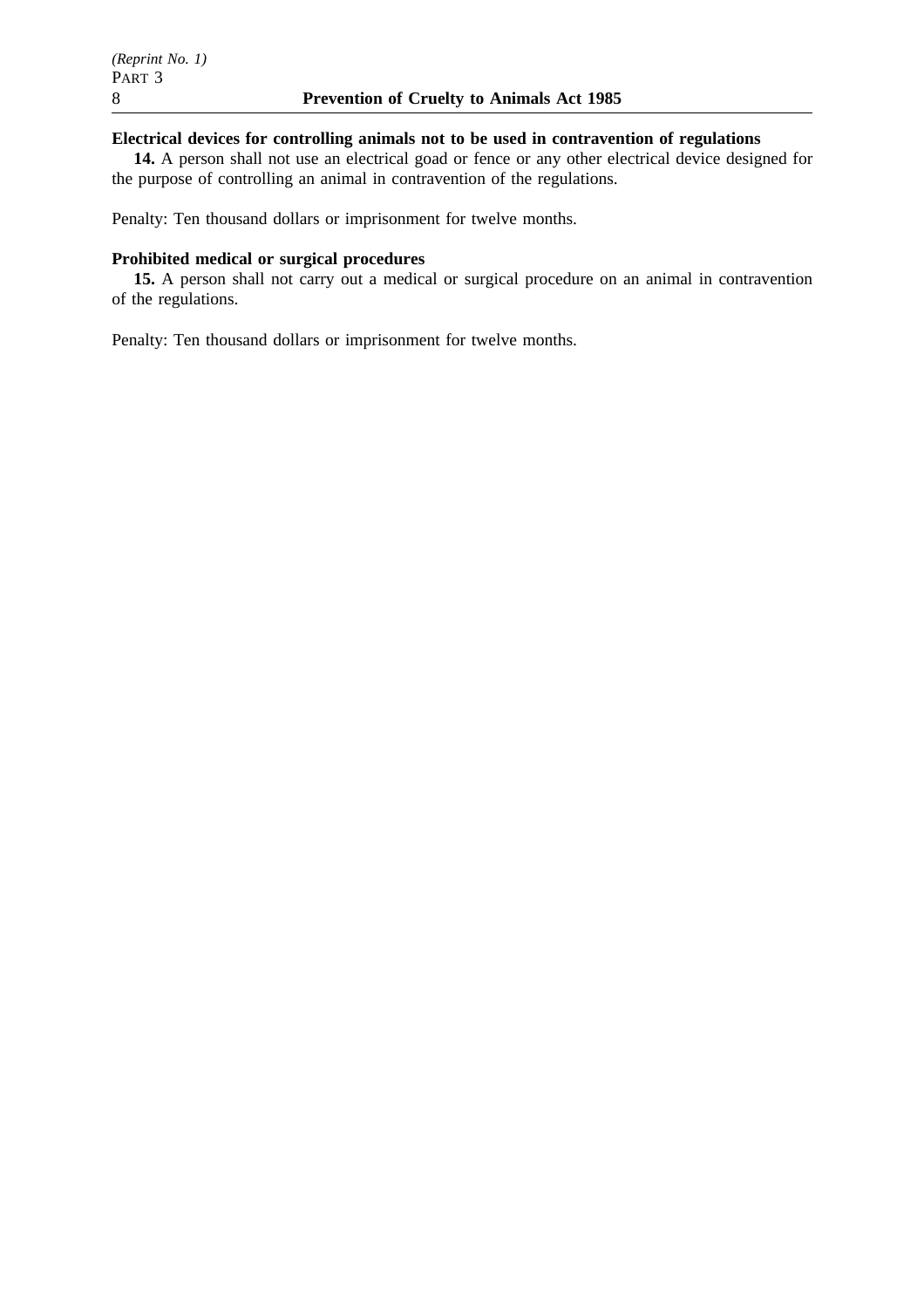**Electrical devices for controlling animals not to be used in contravention of regulations**

**14.** A person shall not use an electrical goad or fence or any other electrical device designed for the purpose of controlling an animal in contravention of the regulations.

Penalty: Ten thousand dollars or imprisonment for twelve months.

**Prohibited medical or surgical procedures**

**15.** A person shall not carry out a medical or surgical procedure on an animal in contravention of the regulations.

Penalty: Ten thousand dollars or imprisonment for twelve months.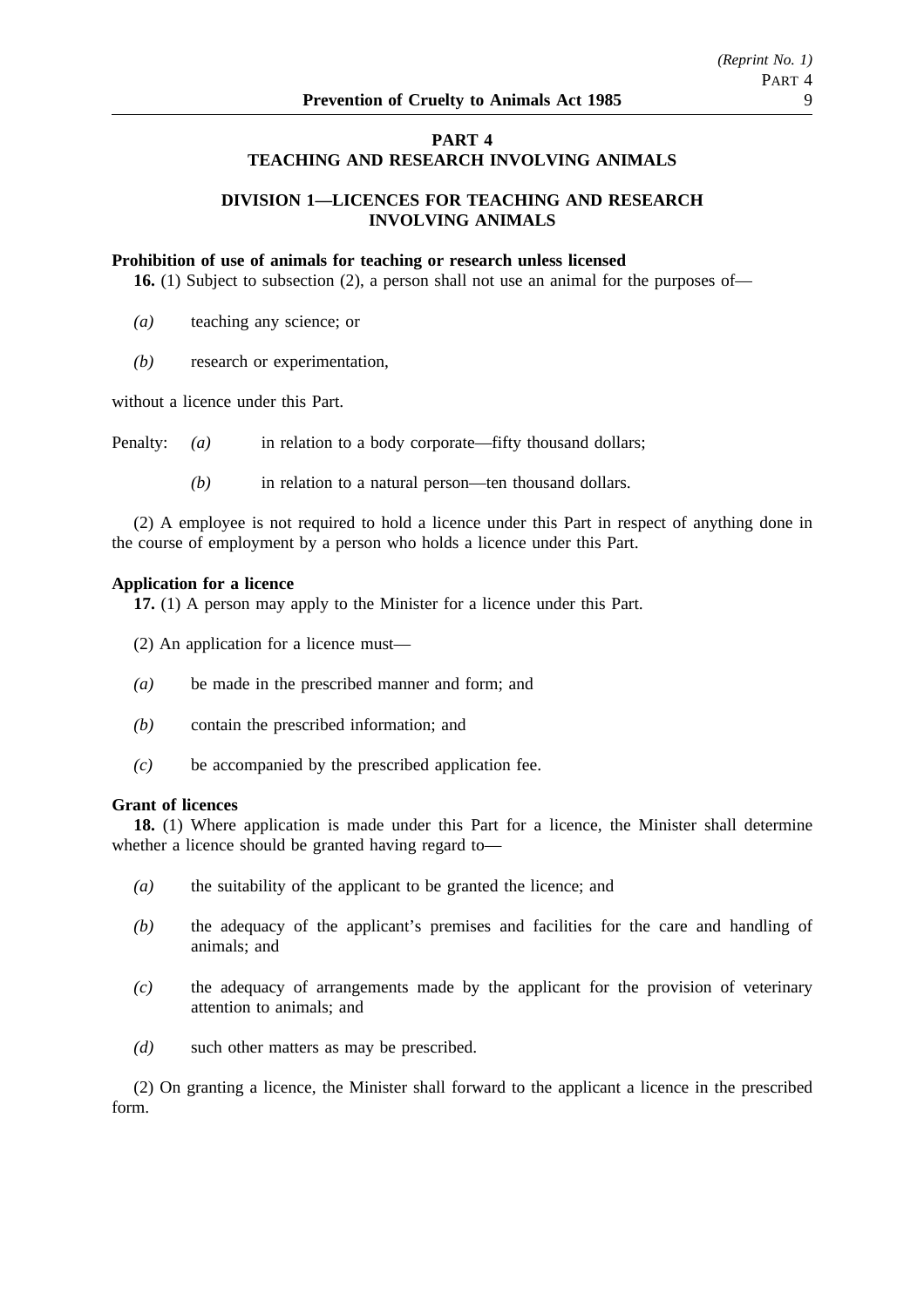## PART 4
## TEACHING AND RESEARCH INVOLVING ANIMALS

### DIVISION 1—LICENCES FOR TEACHING AND RESEARCH INVOLVING ANIMALS

**Prohibition of use of animals for teaching or research unless licensed**

**16.** (1) Subject to subsection (2), a person shall not use an animal for the purposes of—

*(a)* teaching any science; or

*(b)* research or experimentation,

without a licence under this Part.

Penalty: *(a)* in relation to a body corporate—fifty thousand dollars;

*(b)* in relation to a natural person—ten thousand dollars.

(2) A employee is not required to hold a licence under this Part in respect of anything done in the course of employment by a person who holds a licence under this Part.

**Application for a licence**

**17.** (1) A person may apply to the Minister for a licence under this Part.

(2) An application for a licence must—

*(a)* be made in the prescribed manner and form; and

*(b)* contain the prescribed information; and

*(c)* be accompanied by the prescribed application fee.

**Grant of licences**

**18.** (1) Where application is made under this Part for a licence, the Minister shall determine whether a licence should be granted having regard to—

*(a)* the suitability of the applicant to be granted the licence; and

*(b)* the adequacy of the applicant's premises and facilities for the care and handling of animals; and

*(c)* the adequacy of arrangements made by the applicant for the provision of veterinary attention to animals; and

*(d)* such other matters as may be prescribed.

(2) On granting a licence, the Minister shall forward to the applicant a licence in the prescribed form.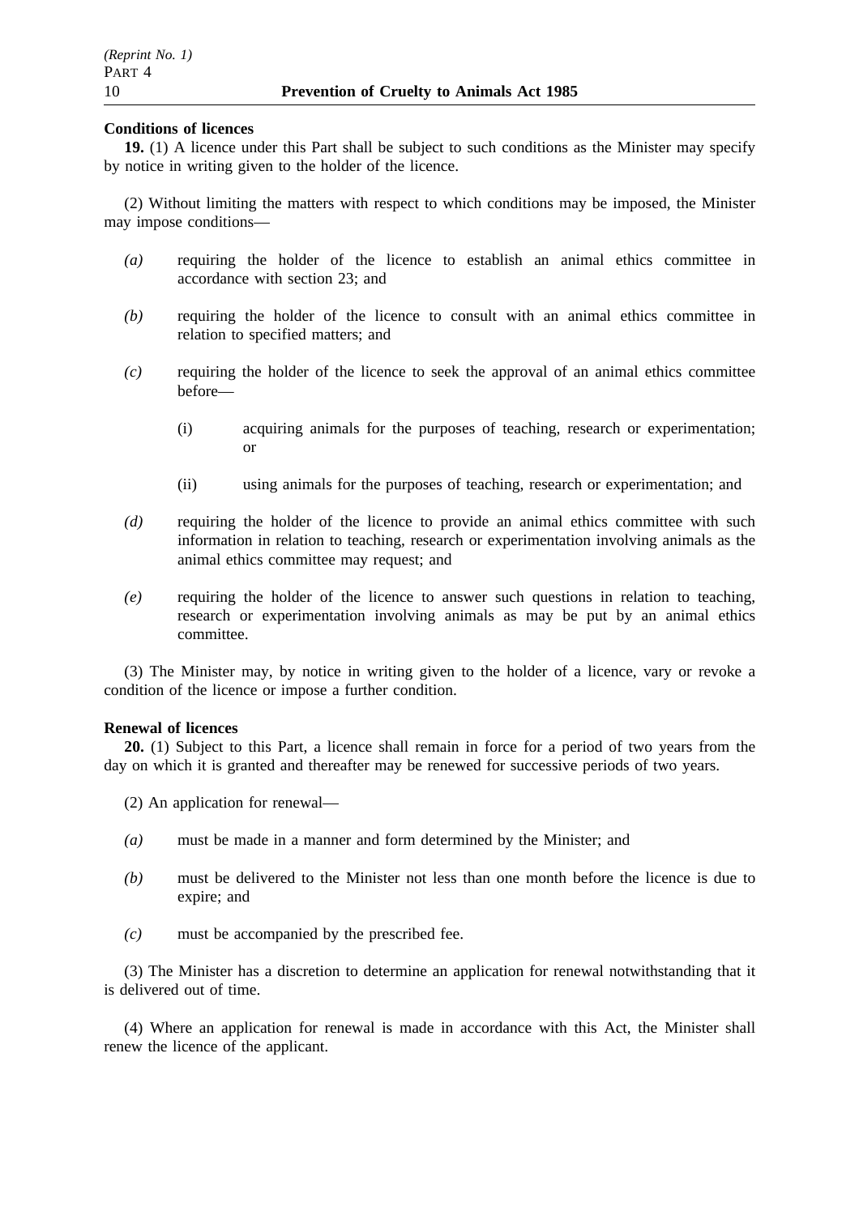**Conditions of licences**

**19.** (1) A licence under this Part shall be subject to such conditions as the Minister may specify by notice in writing given to the holder of the licence.

(2) Without limiting the matters with respect to which conditions may be imposed, the Minister may impose conditions—

*(a)* requiring the holder of the licence to establish an animal ethics committee in accordance with section 23; and

*(b)* requiring the holder of the licence to consult with an animal ethics committee in relation to specified matters; and

*(c)* requiring the holder of the licence to seek the approval of an animal ethics committee before—

  (i) acquiring animals for the purposes of teaching, research or experimentation; or

  (ii) using animals for the purposes of teaching, research or experimentation; and

*(d)* requiring the holder of the licence to provide an animal ethics committee with such information in relation to teaching, research or experimentation involving animals as the animal ethics committee may request; and

*(e)* requiring the holder of the licence to answer such questions in relation to teaching, research or experimentation involving animals as may be put by an animal ethics committee.

(3) The Minister may, by notice in writing given to the holder of a licence, vary or revoke a condition of the licence or impose a further condition.

**Renewal of licences**

**20.** (1) Subject to this Part, a licence shall remain in force for a period of two years from the day on which it is granted and thereafter may be renewed for successive periods of two years.

(2) An application for renewal—

*(a)* must be made in a manner and form determined by the Minister; and

*(b)* must be delivered to the Minister not less than one month before the licence is due to expire; and

*(c)* must be accompanied by the prescribed fee.

(3) The Minister has a discretion to determine an application for renewal notwithstanding that it is delivered out of time.

(4) Where an application for renewal is made in accordance with this Act, the Minister shall renew the licence of the applicant.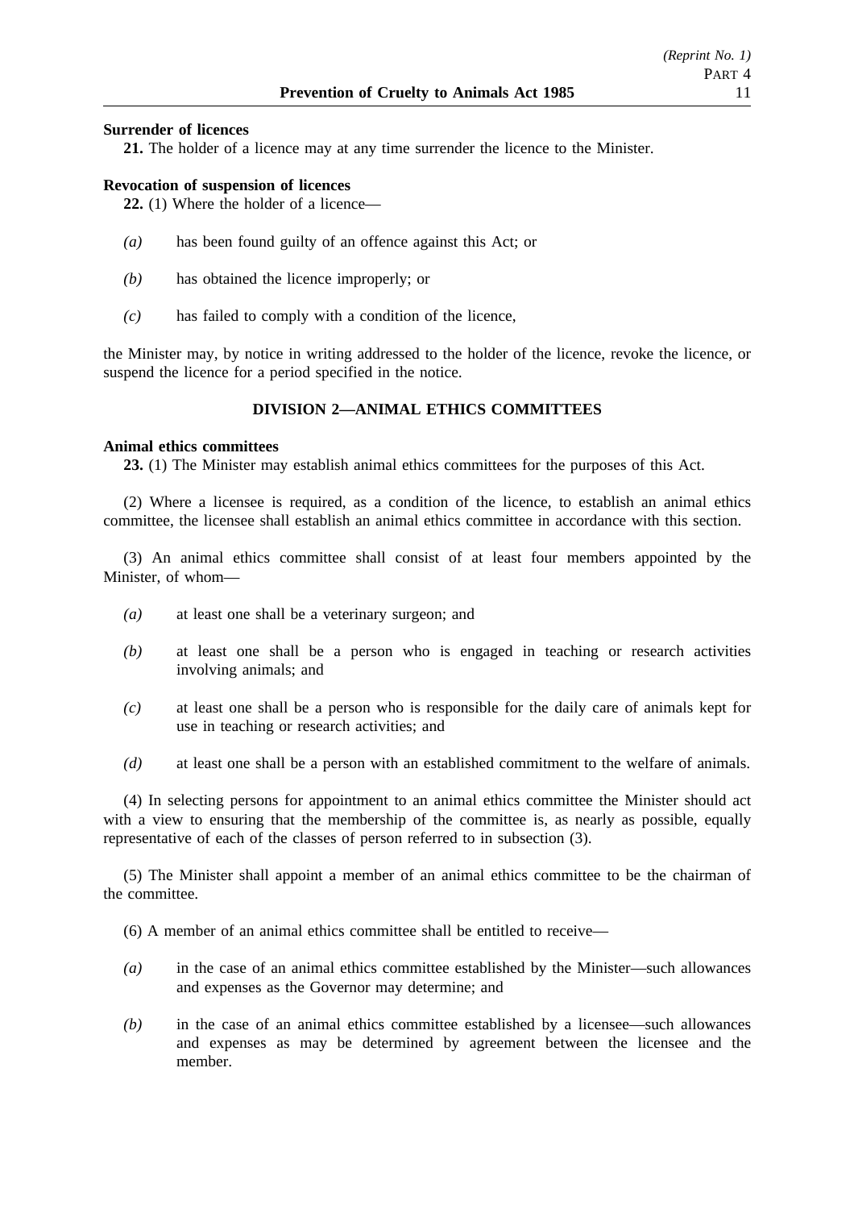**Surrender of licences**

**21.** The holder of a licence may at any time surrender the licence to the Minister.

**Revocation of suspension of licences**

**22.** (1) Where the holder of a licence—

*(a)* has been found guilty of an offence against this Act; or

*(b)* has obtained the licence improperly; or

*(c)* has failed to comply with a condition of the licence,

the Minister may, by notice in writing addressed to the holder of the licence, revoke the licence, or suspend the licence for a period specified in the notice.

## DIVISION 2—ANIMAL ETHICS COMMITTEES

**Animal ethics committees**

**23.** (1) The Minister may establish animal ethics committees for the purposes of this Act.

(2) Where a licensee is required, as a condition of the licence, to establish an animal ethics committee, the licensee shall establish an animal ethics committee in accordance with this section.

(3) An animal ethics committee shall consist of at least four members appointed by the Minister, of whom—

*(a)* at least one shall be a veterinary surgeon; and

*(b)* at least one shall be a person who is engaged in teaching or research activities involving animals; and

*(c)* at least one shall be a person who is responsible for the daily care of animals kept for use in teaching or research activities; and

*(d)* at least one shall be a person with an established commitment to the welfare of animals.

(4) In selecting persons for appointment to an animal ethics committee the Minister should act with a view to ensuring that the membership of the committee is, as nearly as possible, equally representative of each of the classes of person referred to in subsection (3).

(5) The Minister shall appoint a member of an animal ethics committee to be the chairman of the committee.

(6) A member of an animal ethics committee shall be entitled to receive—

*(a)* in the case of an animal ethics committee established by the Minister—such allowances and expenses as the Governor may determine; and

*(b)* in the case of an animal ethics committee established by a licensee—such allowances and expenses as may be determined by agreement between the licensee and the member.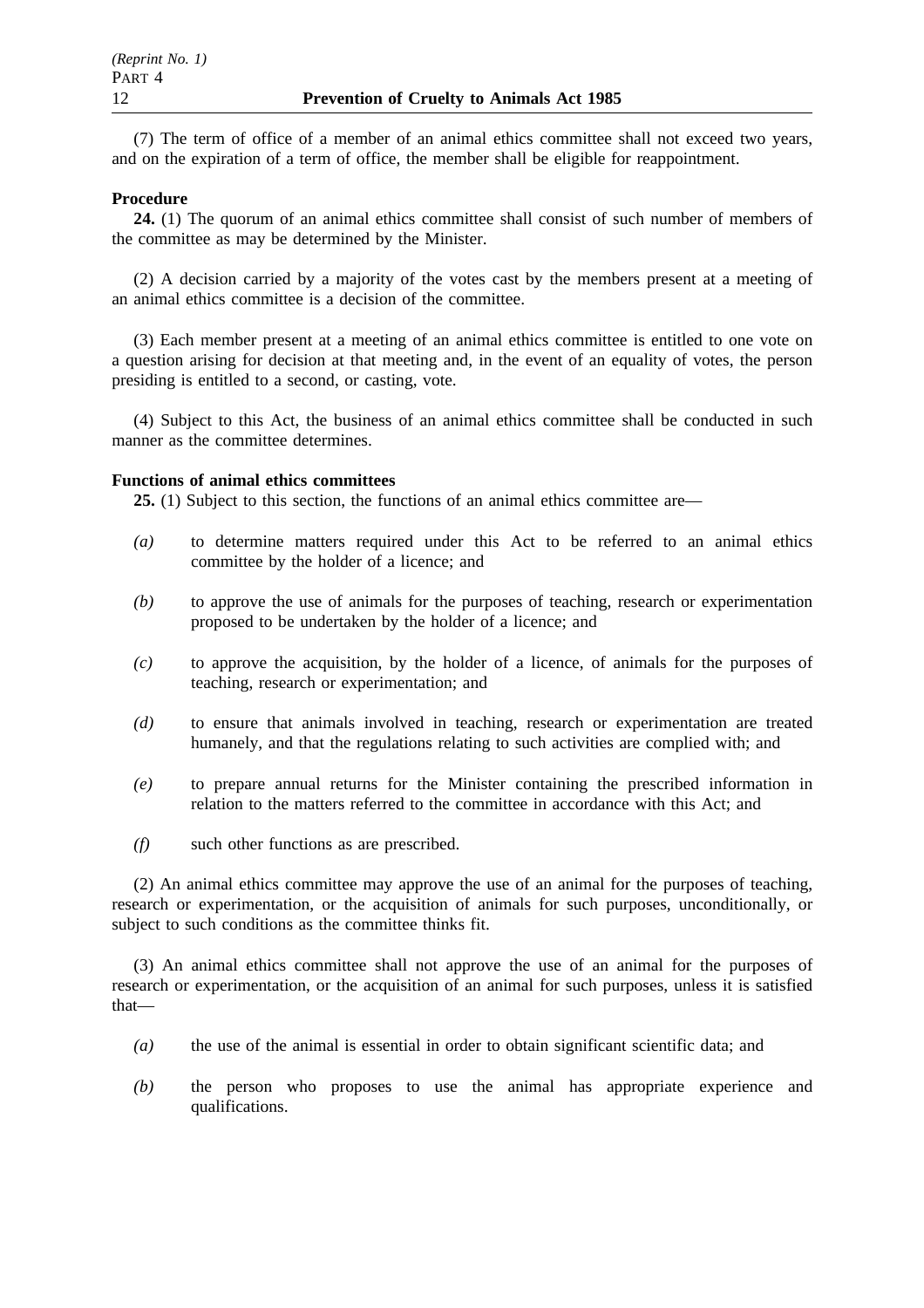(7) The term of office of a member of an animal ethics committee shall not exceed two years, and on the expiration of a term of office, the member shall be eligible for reappointment.

**Procedure**

**24.** (1) The quorum of an animal ethics committee shall consist of such number of members of the committee as may be determined by the Minister.

(2) A decision carried by a majority of the votes cast by the members present at a meeting of an animal ethics committee is a decision of the committee.

(3) Each member present at a meeting of an animal ethics committee is entitled to one vote on a question arising for decision at that meeting and, in the event of an equality of votes, the person presiding is entitled to a second, or casting, vote.

(4) Subject to this Act, the business of an animal ethics committee shall be conducted in such manner as the committee determines.

**Functions of animal ethics committees**

**25.** (1) Subject to this section, the functions of an animal ethics committee are—

*(a)* to determine matters required under this Act to be referred to an animal ethics committee by the holder of a licence; and

*(b)* to approve the use of animals for the purposes of teaching, research or experimentation proposed to be undertaken by the holder of a licence; and

*(c)* to approve the acquisition, by the holder of a licence, of animals for the purposes of teaching, research or experimentation; and

*(d)* to ensure that animals involved in teaching, research or experimentation are treated humanely, and that the regulations relating to such activities are complied with; and

*(e)* to prepare annual returns for the Minister containing the prescribed information in relation to the matters referred to the committee in accordance with this Act; and

*(f)* such other functions as are prescribed.

(2) An animal ethics committee may approve the use of an animal for the purposes of teaching, research or experimentation, or the acquisition of animals for such purposes, unconditionally, or subject to such conditions as the committee thinks fit.

(3) An animal ethics committee shall not approve the use of an animal for the purposes of research or experimentation, or the acquisition of an animal for such purposes, unless it is satisfied that—

*(a)* the use of the animal is essential in order to obtain significant scientific data; and

*(b)* the person who proposes to use the animal has appropriate experience and qualifications.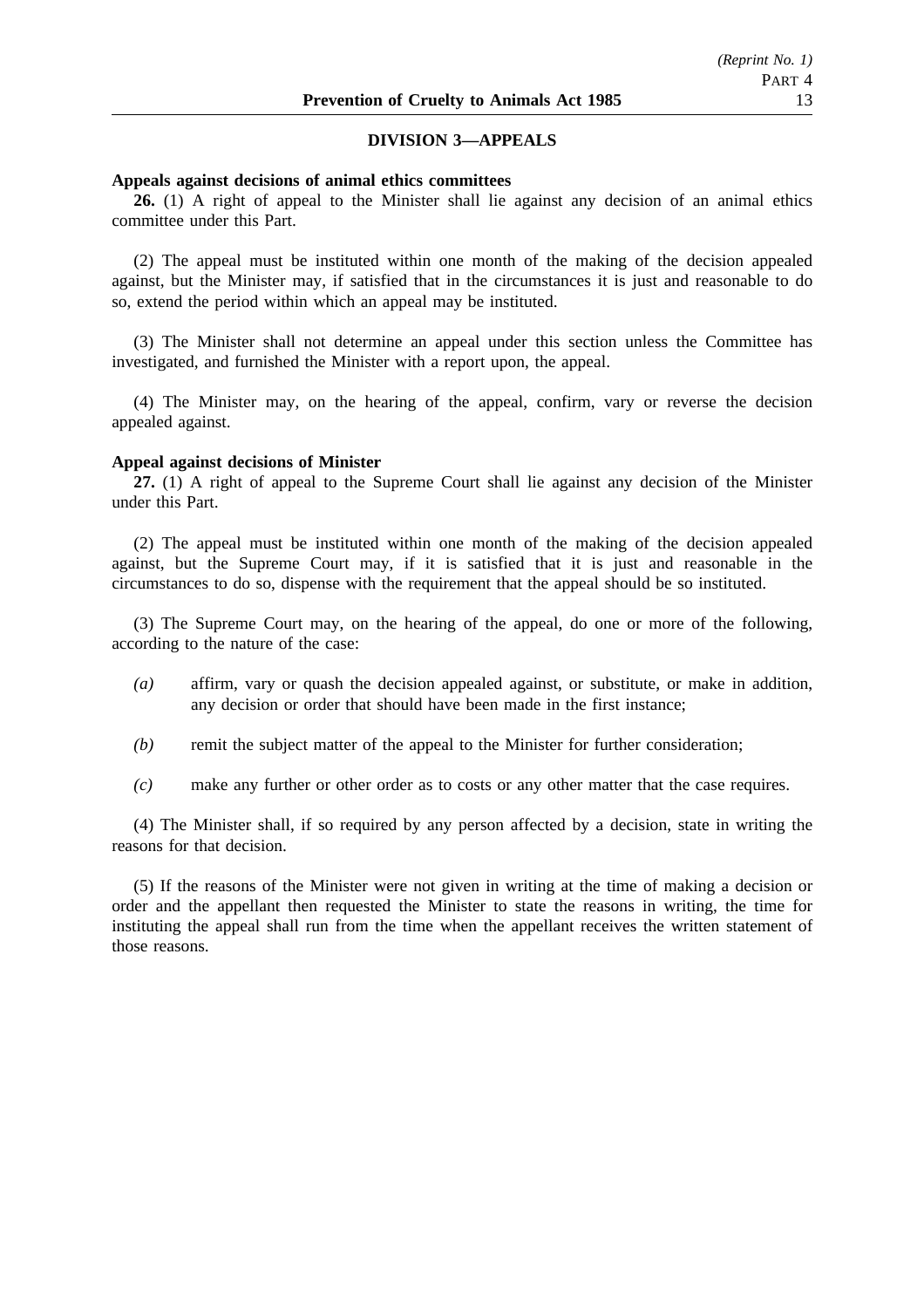## DIVISION 3—APPEALS

**Appeals against decisions of animal ethics committees**

**26.** (1) A right of appeal to the Minister shall lie against any decision of an animal ethics committee under this Part.

(2) The appeal must be instituted within one month of the making of the decision appealed against, but the Minister may, if satisfied that in the circumstances it is just and reasonable to do so, extend the period within which an appeal may be instituted.

(3) The Minister shall not determine an appeal under this section unless the Committee has investigated, and furnished the Minister with a report upon, the appeal.

(4) The Minister may, on the hearing of the appeal, confirm, vary or reverse the decision appealed against.

**Appeal against decisions of Minister**

**27.** (1) A right of appeal to the Supreme Court shall lie against any decision of the Minister under this Part.

(2) The appeal must be instituted within one month of the making of the decision appealed against, but the Supreme Court may, if it is satisfied that it is just and reasonable in the circumstances to do so, dispense with the requirement that the appeal should be so instituted.

(3) The Supreme Court may, on the hearing of the appeal, do one or more of the following, according to the nature of the case:

*(a)* affirm, vary or quash the decision appealed against, or substitute, or make in addition, any decision or order that should have been made in the first instance;

*(b)* remit the subject matter of the appeal to the Minister for further consideration;

*(c)* make any further or other order as to costs or any other matter that the case requires.

(4) The Minister shall, if so required by any person affected by a decision, state in writing the reasons for that decision.

(5) If the reasons of the Minister were not given in writing at the time of making a decision or order and the appellant then requested the Minister to state the reasons in writing, the time for instituting the appeal shall run from the time when the appellant receives the written statement of those reasons.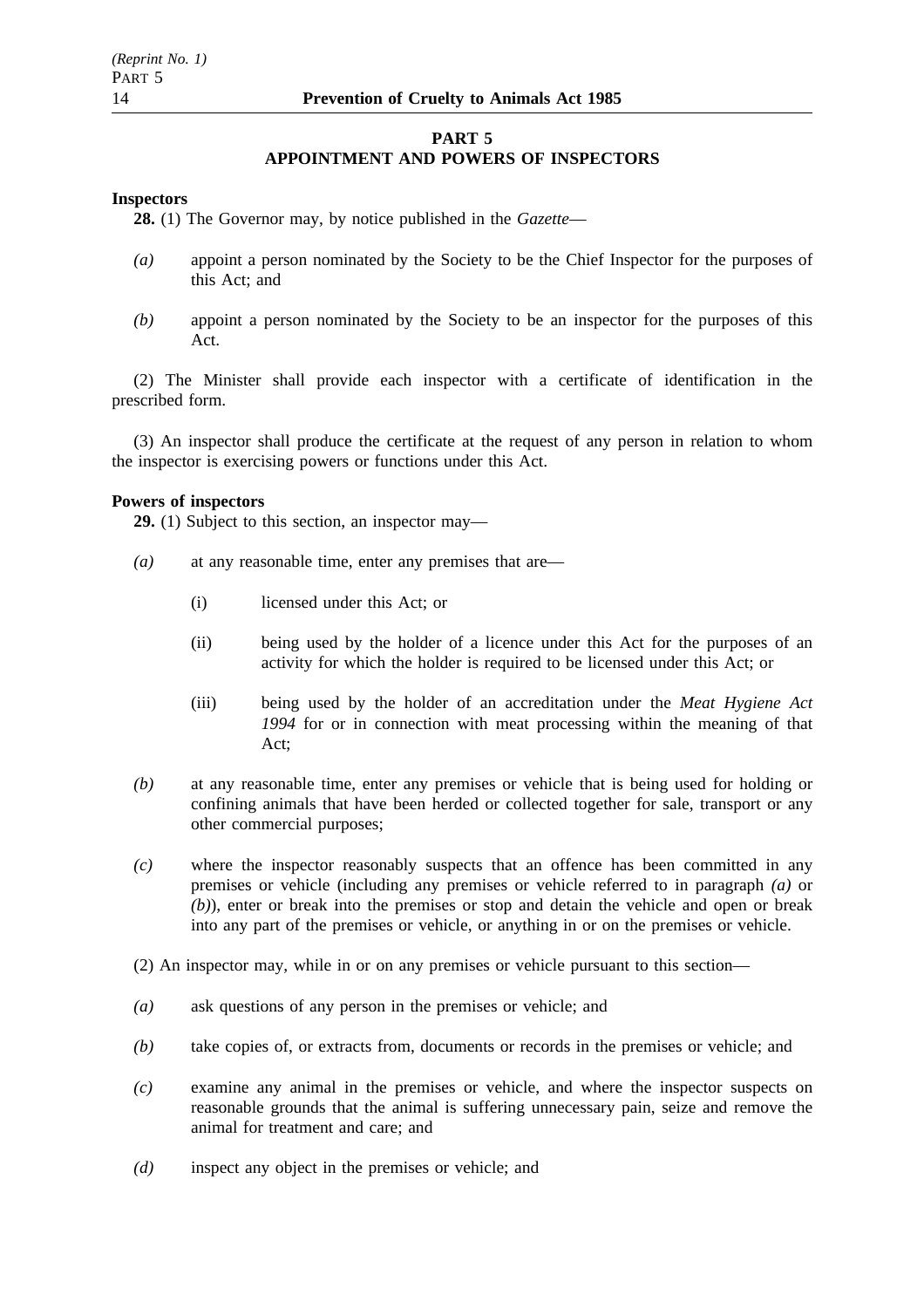## PART 5
## APPOINTMENT AND POWERS OF INSPECTORS

**Inspectors**

**28.** (1) The Governor may, by notice published in the *Gazette*—

*(a)* appoint a person nominated by the Society to be the Chief Inspector for the purposes of this Act; and

*(b)* appoint a person nominated by the Society to be an inspector for the purposes of this Act.

(2) The Minister shall provide each inspector with a certificate of identification in the prescribed form.

(3) An inspector shall produce the certificate at the request of any person in relation to whom the inspector is exercising powers or functions under this Act.

**Powers of inspectors**

**29.** (1) Subject to this section, an inspector may—

*(a)* at any reasonable time, enter any premises that are—

(i) licensed under this Act; or

(ii) being used by the holder of a licence under this Act for the purposes of an activity for which the holder is required to be licensed under this Act; or

(iii) being used by the holder of an accreditation under the *Meat Hygiene Act 1994* for or in connection with meat processing within the meaning of that Act;

*(b)* at any reasonable time, enter any premises or vehicle that is being used for holding or confining animals that have been herded or collected together for sale, transport or any other commercial purposes;

*(c)* where the inspector reasonably suspects that an offence has been committed in any premises or vehicle (including any premises or vehicle referred to in paragraph *(a)* or *(b)*), enter or break into the premises or stop and detain the vehicle and open or break into any part of the premises or vehicle, or anything in or on the premises or vehicle.

(2) An inspector may, while in or on any premises or vehicle pursuant to this section—

*(a)* ask questions of any person in the premises or vehicle; and

*(b)* take copies of, or extracts from, documents or records in the premises or vehicle; and

*(c)* examine any animal in the premises or vehicle, and where the inspector suspects on reasonable grounds that the animal is suffering unnecessary pain, seize and remove the animal for treatment and care; and

*(d)* inspect any object in the premises or vehicle; and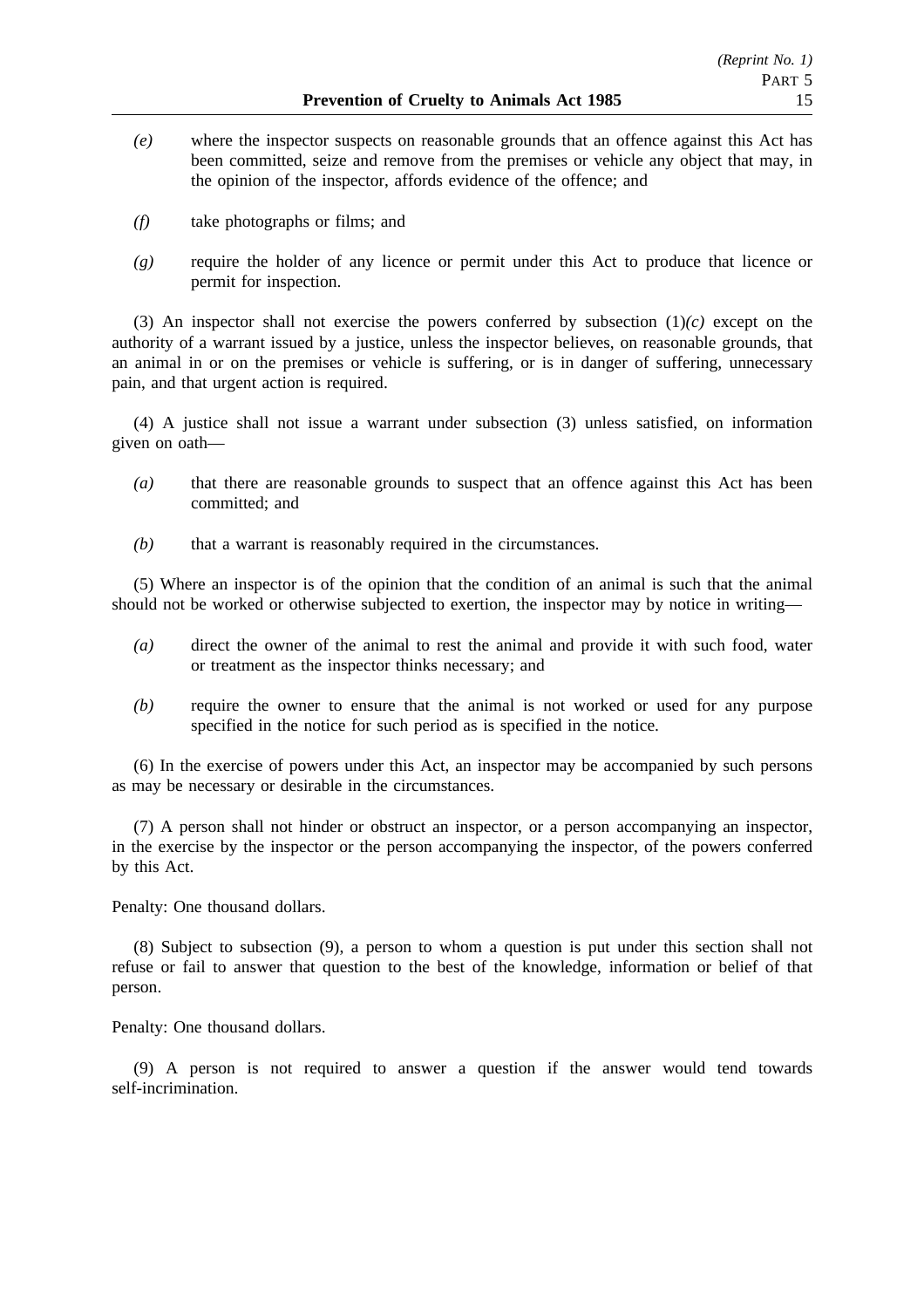*(e)* where the inspector suspects on reasonable grounds that an offence against this Act has been committed, seize and remove from the premises or vehicle any object that may, in the opinion of the inspector, affords evidence of the offence; and

*(f)* take photographs or films; and

*(g)* require the holder of any licence or permit under this Act to produce that licence or permit for inspection.

(3) An inspector shall not exercise the powers conferred by subsection (1)*(c)* except on the authority of a warrant issued by a justice, unless the inspector believes, on reasonable grounds, that an animal in or on the premises or vehicle is suffering, or is in danger of suffering, unnecessary pain, and that urgent action is required.

(4) A justice shall not issue a warrant under subsection (3) unless satisfied, on information given on oath—

*(a)* that there are reasonable grounds to suspect that an offence against this Act has been committed; and

*(b)* that a warrant is reasonably required in the circumstances.

(5) Where an inspector is of the opinion that the condition of an animal is such that the animal should not be worked or otherwise subjected to exertion, the inspector may by notice in writing—

*(a)* direct the owner of the animal to rest the animal and provide it with such food, water or treatment as the inspector thinks necessary; and

*(b)* require the owner to ensure that the animal is not worked or used for any purpose specified in the notice for such period as is specified in the notice.

(6) In the exercise of powers under this Act, an inspector may be accompanied by such persons as may be necessary or desirable in the circumstances.

(7) A person shall not hinder or obstruct an inspector, or a person accompanying an inspector, in the exercise by the inspector or the person accompanying the inspector, of the powers conferred by this Act.

Penalty: One thousand dollars.

(8) Subject to subsection (9), a person to whom a question is put under this section shall not refuse or fail to answer that question to the best of the knowledge, information or belief of that person.

Penalty: One thousand dollars.

(9) A person is not required to answer a question if the answer would tend towards self-incrimination.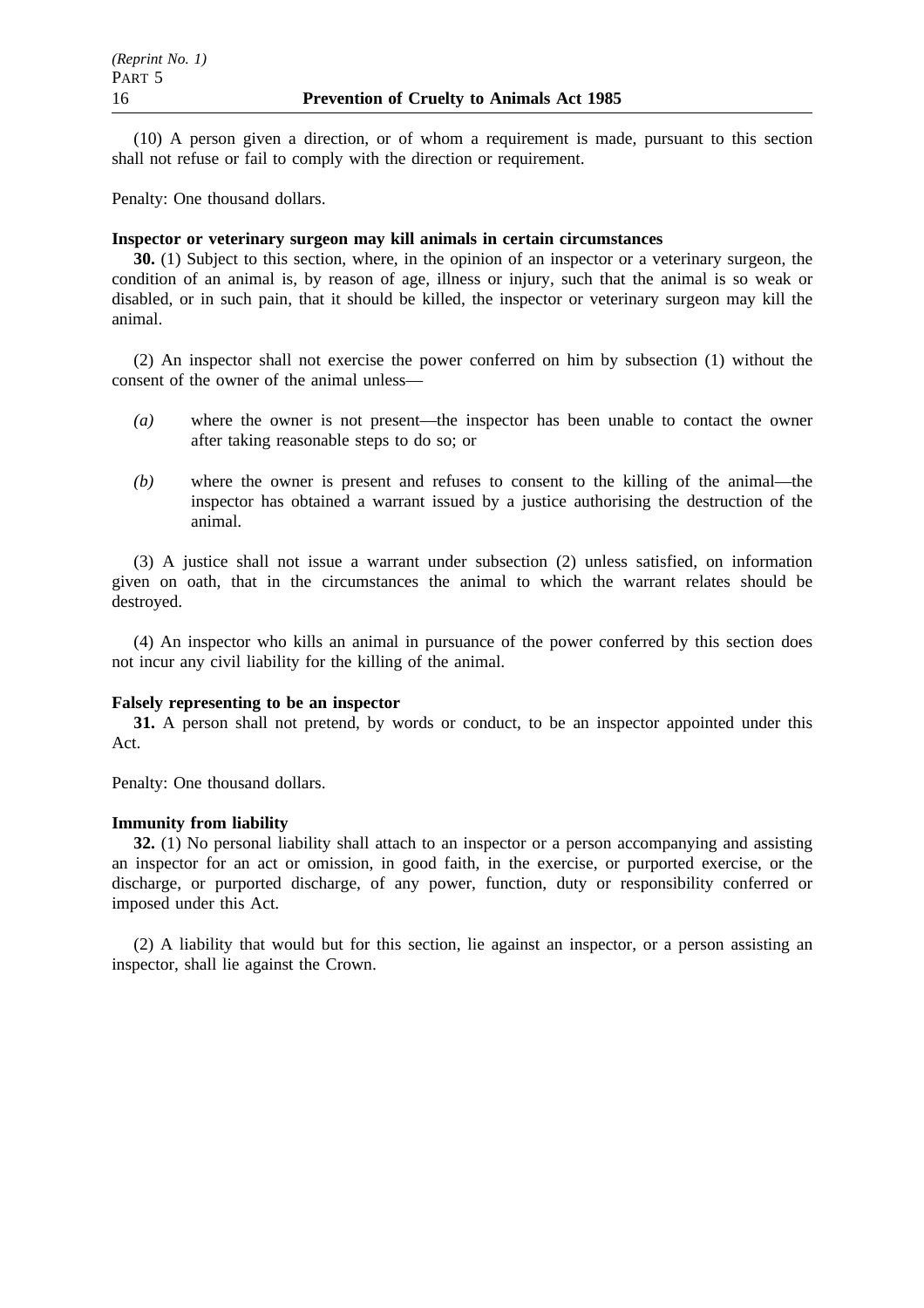(10) A person given a direction, or of whom a requirement is made, pursuant to this section shall not refuse or fail to comply with the direction or requirement.

Penalty: One thousand dollars.

**Inspector or veterinary surgeon may kill animals in certain circumstances**

**30.** (1) Subject to this section, where, in the opinion of an inspector or a veterinary surgeon, the condition of an animal is, by reason of age, illness or injury, such that the animal is so weak or disabled, or in such pain, that it should be killed, the inspector or veterinary surgeon may kill the animal.

(2) An inspector shall not exercise the power conferred on him by subsection (1) without the consent of the owner of the animal unless—

*(a)* where the owner is not present—the inspector has been unable to contact the owner after taking reasonable steps to do so; or

*(b)* where the owner is present and refuses to consent to the killing of the animal—the inspector has obtained a warrant issued by a justice authorising the destruction of the animal.

(3) A justice shall not issue a warrant under subsection (2) unless satisfied, on information given on oath, that in the circumstances the animal to which the warrant relates should be destroyed.

(4) An inspector who kills an animal in pursuance of the power conferred by this section does not incur any civil liability for the killing of the animal.

**Falsely representing to be an inspector**

**31.** A person shall not pretend, by words or conduct, to be an inspector appointed under this Act.

Penalty: One thousand dollars.

**Immunity from liability**

**32.** (1) No personal liability shall attach to an inspector or a person accompanying and assisting an inspector for an act or omission, in good faith, in the exercise, or purported exercise, or the discharge, or purported discharge, of any power, function, duty or responsibility conferred or imposed under this Act.

(2) A liability that would but for this section, lie against an inspector, or a person assisting an inspector, shall lie against the Crown.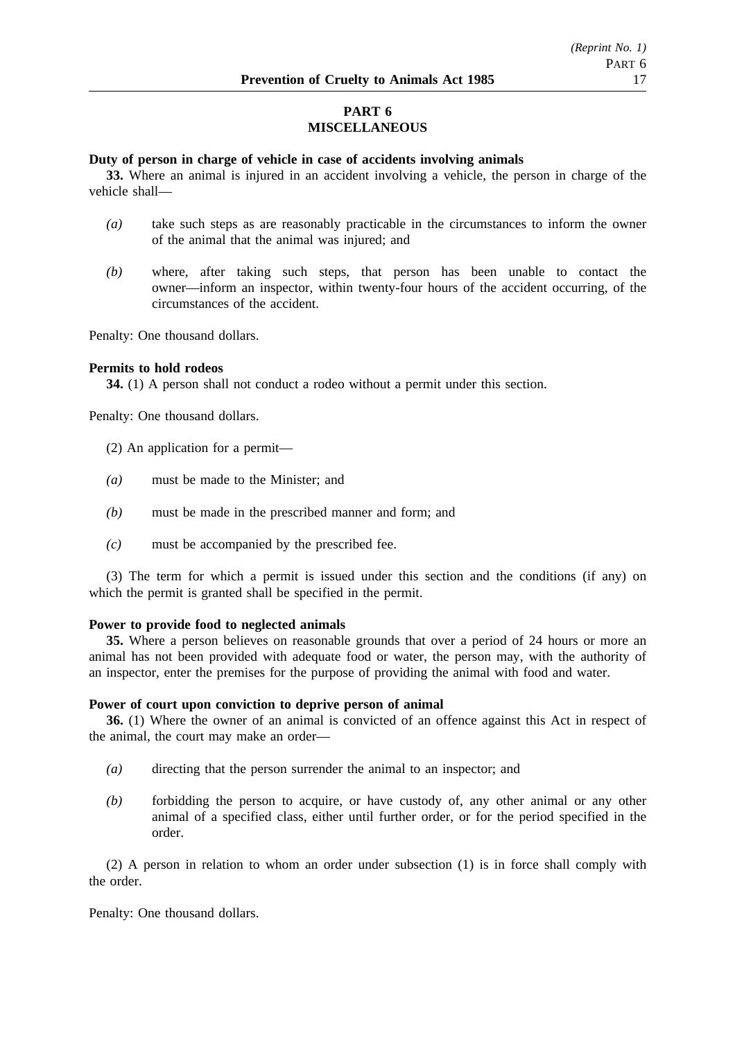## PART 6
## MISCELLANEOUS

**Duty of person in charge of vehicle in case of accidents involving animals**

**33.** Where an animal is injured in an accident involving a vehicle, the person in charge of the vehicle shall—

*(a)* take such steps as are reasonably practicable in the circumstances to inform the owner of the animal that the animal was injured; and

*(b)* where, after taking such steps, that person has been unable to contact the owner—inform an inspector, within twenty-four hours of the accident occurring, of the circumstances of the accident.

Penalty: One thousand dollars.

**Permits to hold rodeos**

**34.** (1) A person shall not conduct a rodeo without a permit under this section.

Penalty: One thousand dollars.

(2) An application for a permit—

*(a)* must be made to the Minister; and

*(b)* must be made in the prescribed manner and form; and

*(c)* must be accompanied by the prescribed fee.

(3) The term for which a permit is issued under this section and the conditions (if any) on which the permit is granted shall be specified in the permit.

**Power to provide food to neglected animals**

**35.** Where a person believes on reasonable grounds that over a period of 24 hours or more an animal has not been provided with adequate food or water, the person may, with the authority of an inspector, enter the premises for the purpose of providing the animal with food and water.

**Power of court upon conviction to deprive person of animal**

**36.** (1) Where the owner of an animal is convicted of an offence against this Act in respect of the animal, the court may make an order—

*(a)* directing that the person surrender the animal to an inspector; and

*(b)* forbidding the person to acquire, or have custody of, any other animal or any other animal of a specified class, either until further order, or for the period specified in the order.

(2) A person in relation to whom an order under subsection (1) is in force shall comply with the order.

Penalty: One thousand dollars.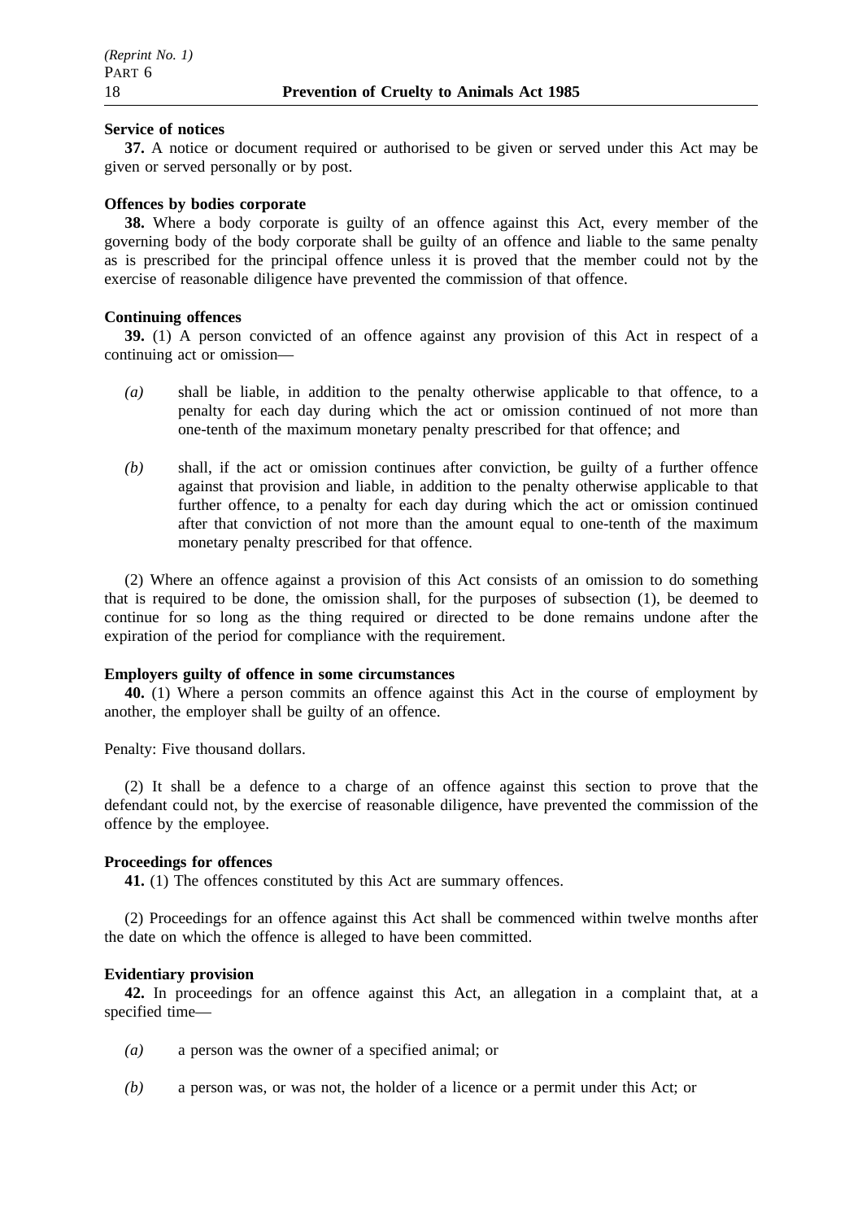**Service of notices**

**37.** A notice or document required or authorised to be given or served under this Act may be given or served personally or by post.

**Offences by bodies corporate**

**38.** Where a body corporate is guilty of an offence against this Act, every member of the governing body of the body corporate shall be guilty of an offence and liable to the same penalty as is prescribed for the principal offence unless it is proved that the member could not by the exercise of reasonable diligence have prevented the commission of that offence.

**Continuing offences**

**39.** (1) A person convicted of an offence against any provision of this Act in respect of a continuing act or omission—

*(a)* shall be liable, in addition to the penalty otherwise applicable to that offence, to a penalty for each day during which the act or omission continued of not more than one-tenth of the maximum monetary penalty prescribed for that offence; and

*(b)* shall, if the act or omission continues after conviction, be guilty of a further offence against that provision and liable, in addition to the penalty otherwise applicable to that further offence, to a penalty for each day during which the act or omission continued after that conviction of not more than the amount equal to one-tenth of the maximum monetary penalty prescribed for that offence.

(2) Where an offence against a provision of this Act consists of an omission to do something that is required to be done, the omission shall, for the purposes of subsection (1), be deemed to continue for so long as the thing required or directed to be done remains undone after the expiration of the period for compliance with the requirement.

**Employers guilty of offence in some circumstances**

**40.** (1) Where a person commits an offence against this Act in the course of employment by another, the employer shall be guilty of an offence.

Penalty: Five thousand dollars.

(2) It shall be a defence to a charge of an offence against this section to prove that the defendant could not, by the exercise of reasonable diligence, have prevented the commission of the offence by the employee.

**Proceedings for offences**

**41.** (1) The offences constituted by this Act are summary offences.

(2) Proceedings for an offence against this Act shall be commenced within twelve months after the date on which the offence is alleged to have been committed.

**Evidentiary provision**

**42.** In proceedings for an offence against this Act, an allegation in a complaint that, at a specified time—

*(a)* a person was the owner of a specified animal; or

*(b)* a person was, or was not, the holder of a licence or a permit under this Act; or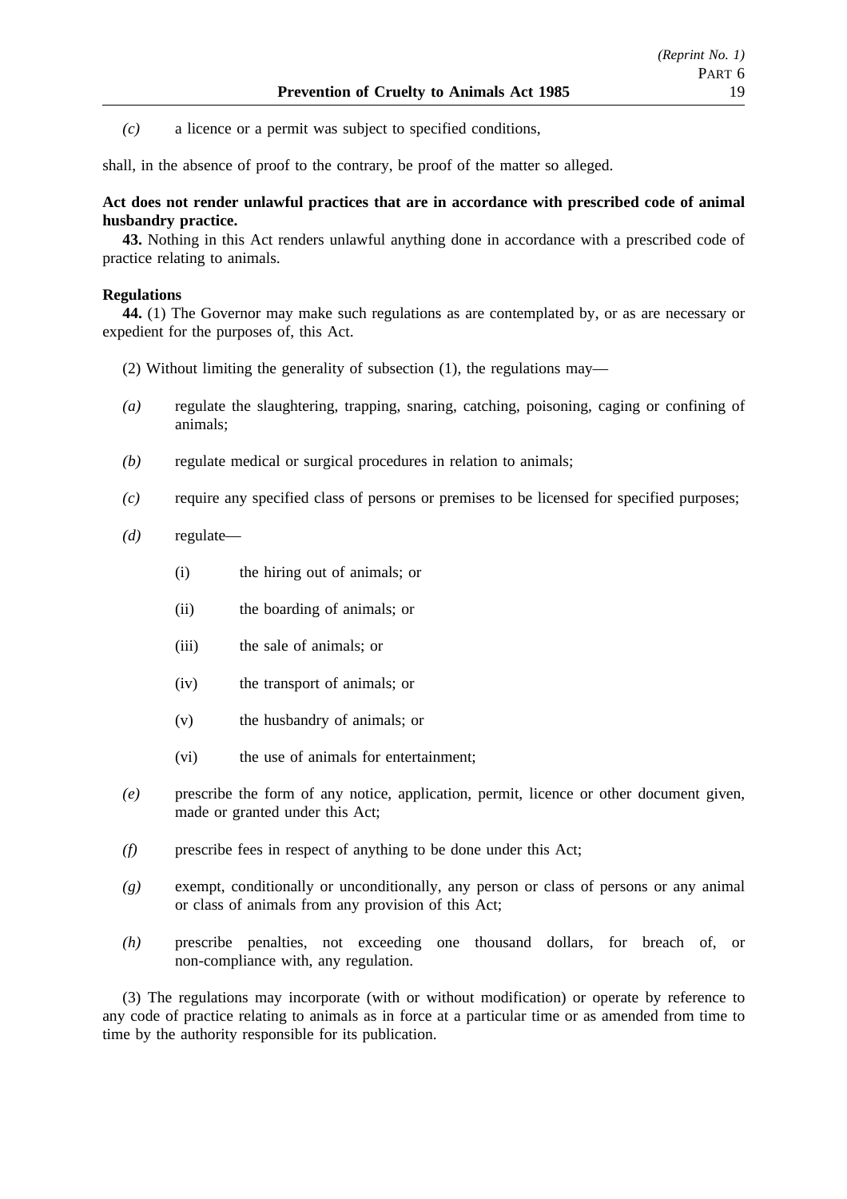*(c)* a licence or a permit was subject to specified conditions,

shall, in the absence of proof to the contrary, be proof of the matter so alleged.

**Act does not render unlawful practices that are in accordance with prescribed code of animal husbandry practice.**

**43.** Nothing in this Act renders unlawful anything done in accordance with a prescribed code of practice relating to animals.

**Regulations**

**44.** (1) The Governor may make such regulations as are contemplated by, or as are necessary or expedient for the purposes of, this Act.

(2) Without limiting the generality of subsection (1), the regulations may—

*(a)* regulate the slaughtering, trapping, snaring, catching, poisoning, caging or confining of animals;

*(b)* regulate medical or surgical procedures in relation to animals;

*(c)* require any specified class of persons or premises to be licensed for specified purposes;

*(d)* regulate—

(i) the hiring out of animals; or

(ii) the boarding of animals; or

(iii) the sale of animals; or

(iv) the transport of animals; or

(v) the husbandry of animals; or

(vi) the use of animals for entertainment;

*(e)* prescribe the form of any notice, application, permit, licence or other document given, made or granted under this Act;

*(f)* prescribe fees in respect of anything to be done under this Act;

*(g)* exempt, conditionally or unconditionally, any person or class of persons or any animal or class of animals from any provision of this Act;

*(h)* prescribe penalties, not exceeding one thousand dollars, for breach of, or non-compliance with, any regulation.

(3) The regulations may incorporate (with or without modification) or operate by reference to any code of practice relating to animals as in force at a particular time or as amended from time to time by the authority responsible for its publication.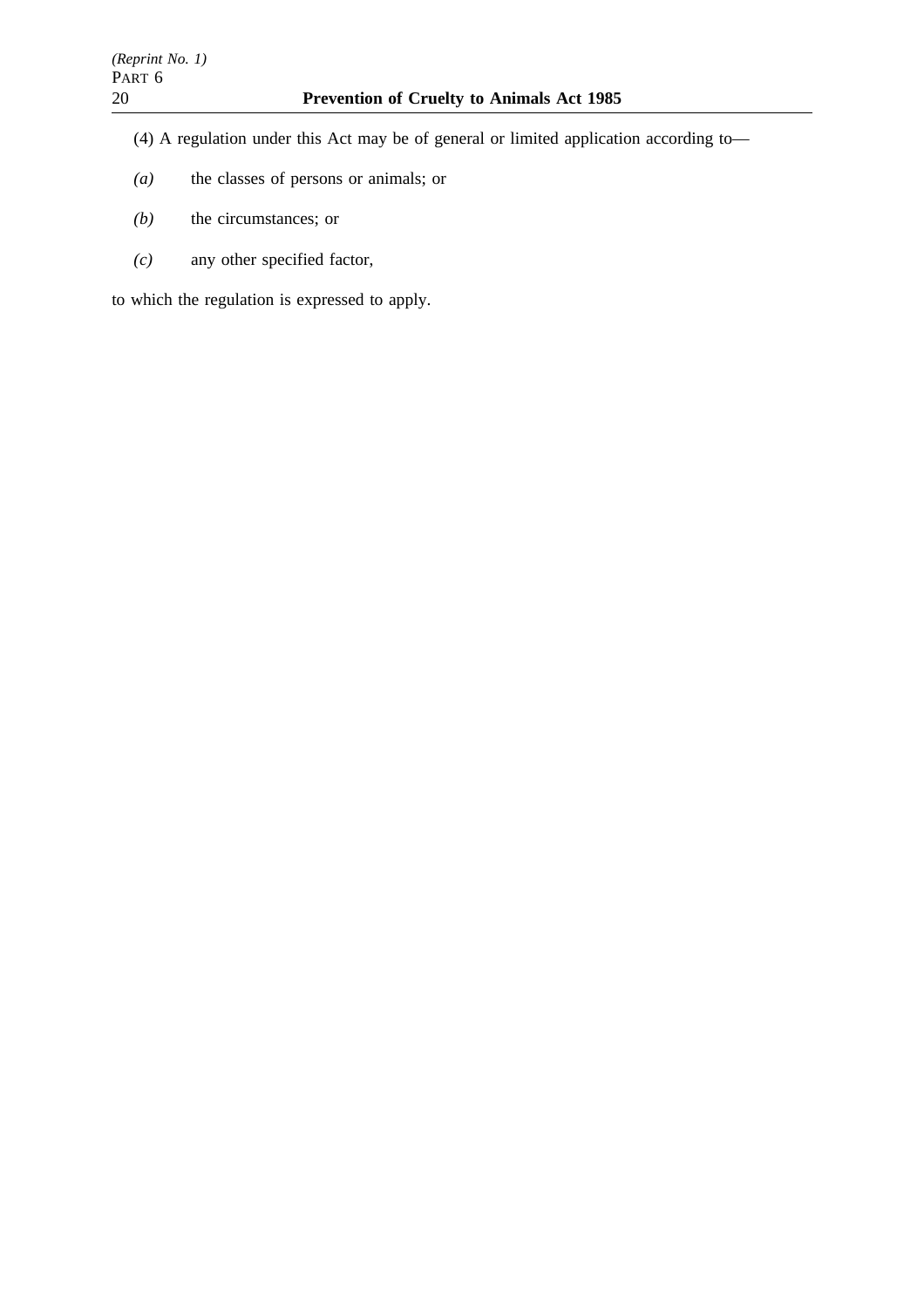(4) A regulation under this Act may be of general or limited application according to—

*(a)* the classes of persons or animals; or

*(b)* the circumstances; or

*(c)* any other specified factor,

to which the regulation is expressed to apply.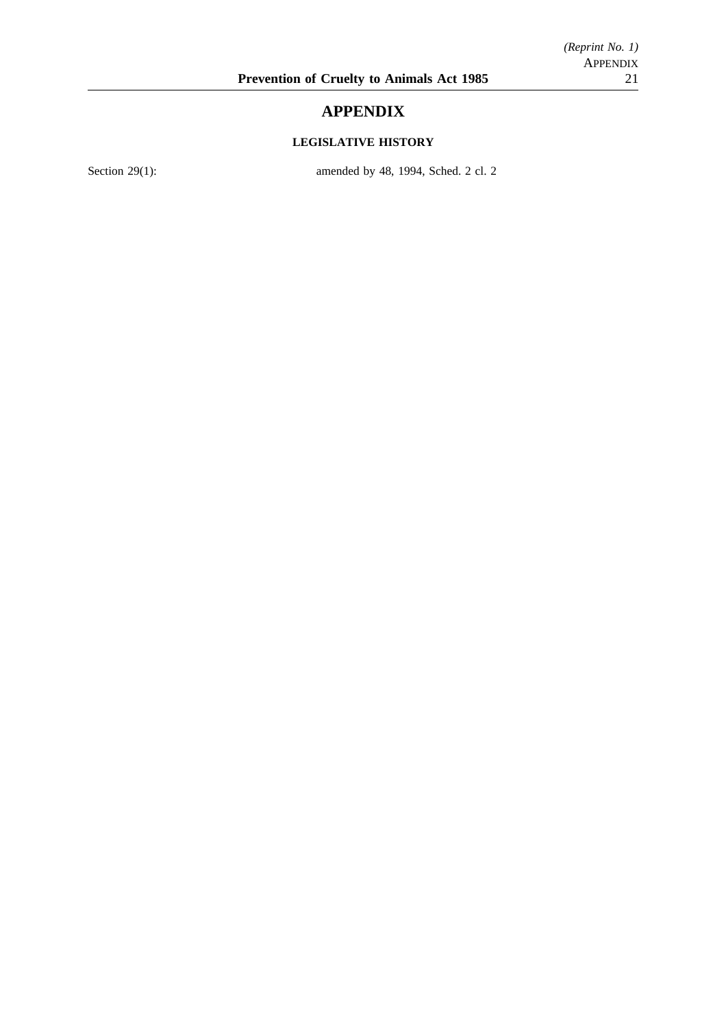# APPENDIX

## LEGISLATIVE HISTORY

| | |
|---|---|
| Section 29(1): | amended by 48, 1994, Sched. 2 cl. 2 |